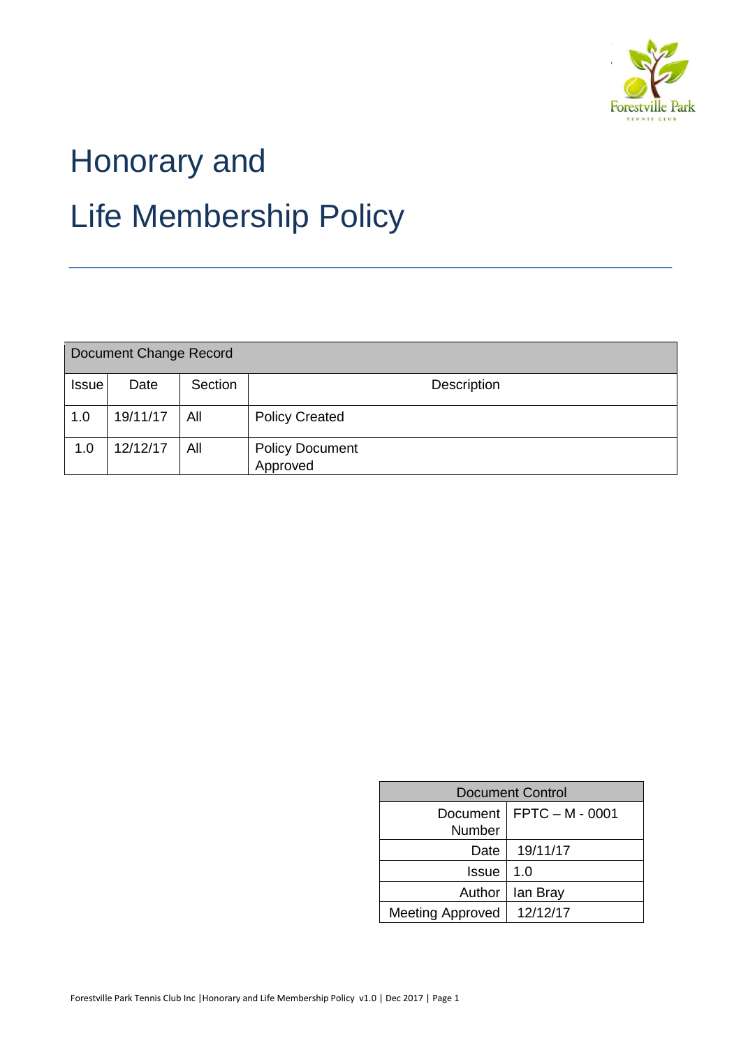# Honorary and Life Membership Policy

| Document Change Record | | | |
|---|---|---|---|
| Issue | Date | Section | Description |
| 1.0 | 19/11/17 | All | Policy Created |
| 1.0 | 12/12/17 | All | Policy Document Approved |

| Document Control | |
|---|---|
| Document Number | FPTC – M - 0001 |
| Date | 19/11/17 |
| Issue | 1.0 |
| Author | Ian Bray |
| Meeting Approved | 12/12/17 |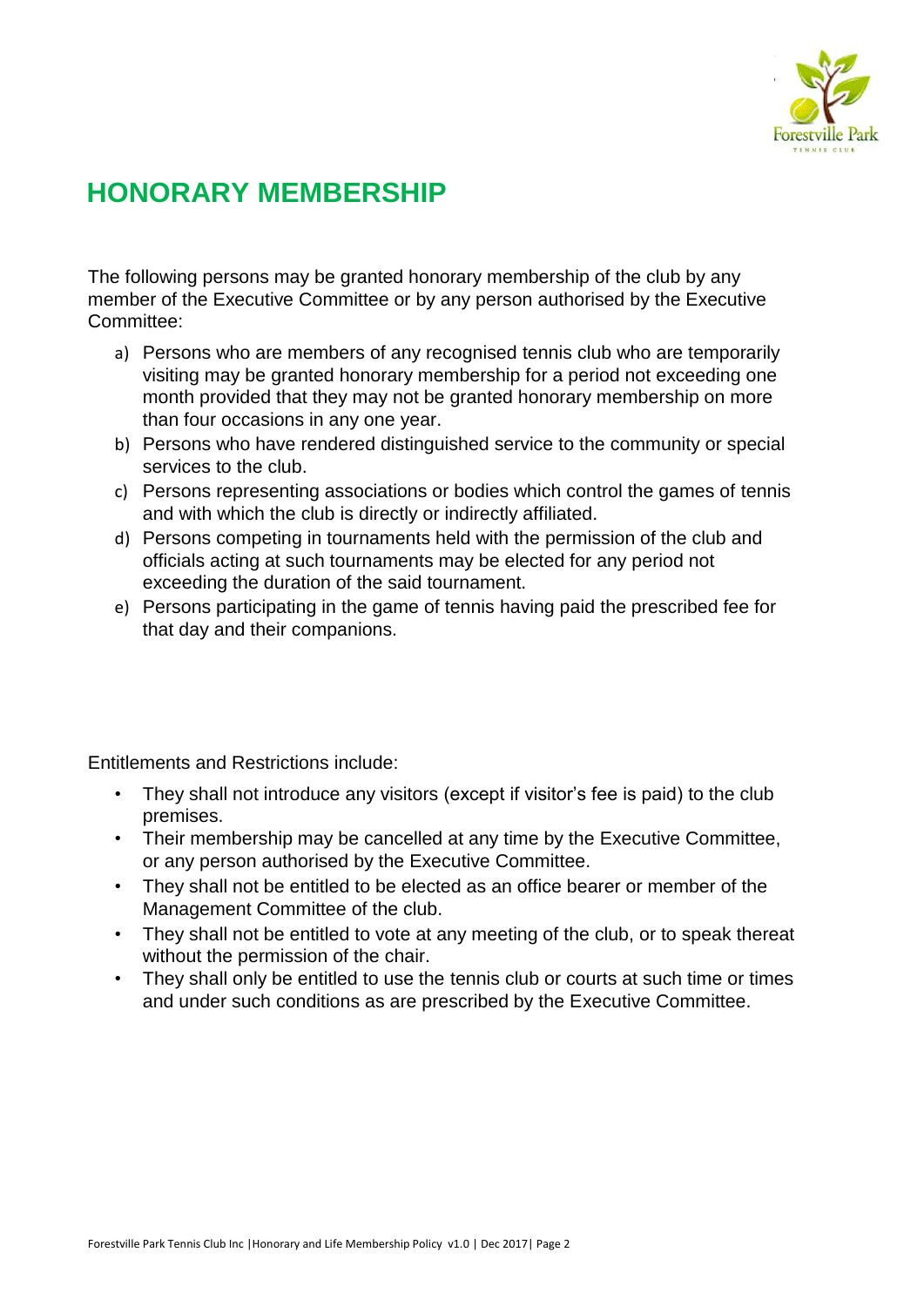# HONORARY MEMBERSHIP

The following persons may be granted honorary membership of the club by any member of the Executive Committee or by any person authorised by the Executive Committee:

a) Persons who are members of any recognised tennis club who are temporarily visiting may be granted honorary membership for a period not exceeding one month provided that they may not be granted honorary membership on more than four occasions in any one year.
b) Persons who have rendered distinguished service to the community or special services to the club.
c) Persons representing associations or bodies which control the games of tennis and with which the club is directly or indirectly affiliated.
d) Persons competing in tournaments held with the permission of the club and officials acting at such tournaments may be elected for any period not exceeding the duration of the said tournament.
e) Persons participating in the game of tennis having paid the prescribed fee for that day and their companions.

Entitlements and Restrictions include:

- They shall not introduce any visitors (except if visitor's fee is paid) to the club premises.
- Their membership may be cancelled at any time by the Executive Committee, or any person authorised by the Executive Committee.
- They shall not be entitled to be elected as an office bearer or member of the Management Committee of the club.
- They shall not be entitled to vote at any meeting of the club, or to speak thereat without the permission of the chair.
- They shall only be entitled to use the tennis club or courts at such time or times and under such conditions as are prescribed by the Executive Committee.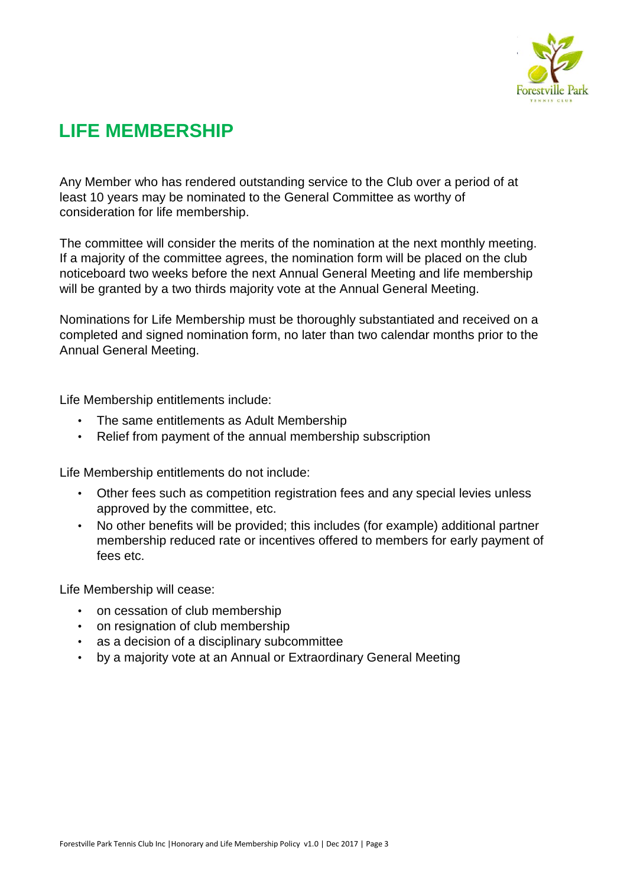# LIFE MEMBERSHIP

Any Member who has rendered outstanding service to the Club over a period of at least 10 years may be nominated to the General Committee as worthy of consideration for life membership.

The committee will consider the merits of the nomination at the next monthly meeting. If a majority of the committee agrees, the nomination form will be placed on the club noticeboard two weeks before the next Annual General Meeting and life membership will be granted by a two thirds majority vote at the Annual General Meeting.

Nominations for Life Membership must be thoroughly substantiated and received on a completed and signed nomination form, no later than two calendar months prior to the Annual General Meeting.

Life Membership entitlements include:

- The same entitlements as Adult Membership
- Relief from payment of the annual membership subscription

Life Membership entitlements do not include:

- Other fees such as competition registration fees and any special levies unless approved by the committee, etc.
- No other benefits will be provided; this includes (for example) additional partner membership reduced rate or incentives offered to members for early payment of fees etc.

Life Membership will cease:

- on cessation of club membership
- on resignation of club membership
- as a decision of a disciplinary subcommittee
- by a majority vote at an Annual or Extraordinary General Meeting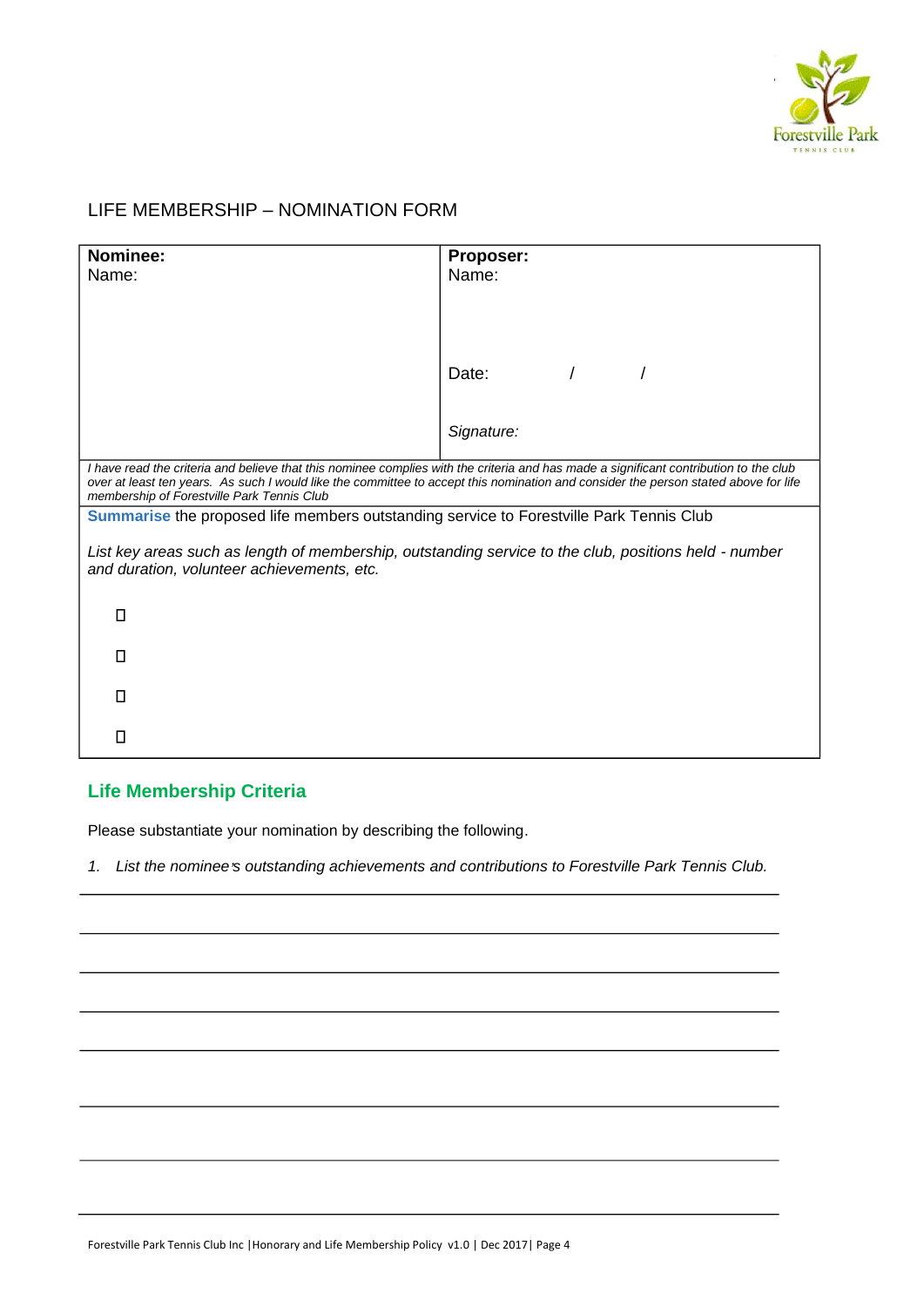## LIFE MEMBERSHIP – NOMINATION FORM

| **Nominee:**<br>Name: | **Proposer:**<br>Name:<br><br>Date: / /<br><br>*Signature:* |
|---|---|
| *I have read the criteria and believe that this nominee complies with the criteria and has made a significant contribution to the club over at least ten years. As such I would like the committee to accept this nomination and consider the person stated above for life membership of Forestville Park Tennis Club* | |
| **Summarise** the proposed life members outstanding service to Forestville Park Tennis Club<br><br>*List key areas such as length of membership, outstanding service to the club, positions held - number and duration, volunteer achievements, etc.*<br><br>☐<br><br>☐<br><br>☐<br><br>☐ | |

## Life Membership Criteria

Please substantiate your nomination by describing the following.

1. *List the nominee's outstanding achievements and contributions to Forestville Park Tennis Club.*

______________________________________________________________________

______________________________________________________________________

______________________________________________________________________

______________________________________________________________________

______________________________________________________________________

______________________________________________________________________

______________________________________________________________________

______________________________________________________________________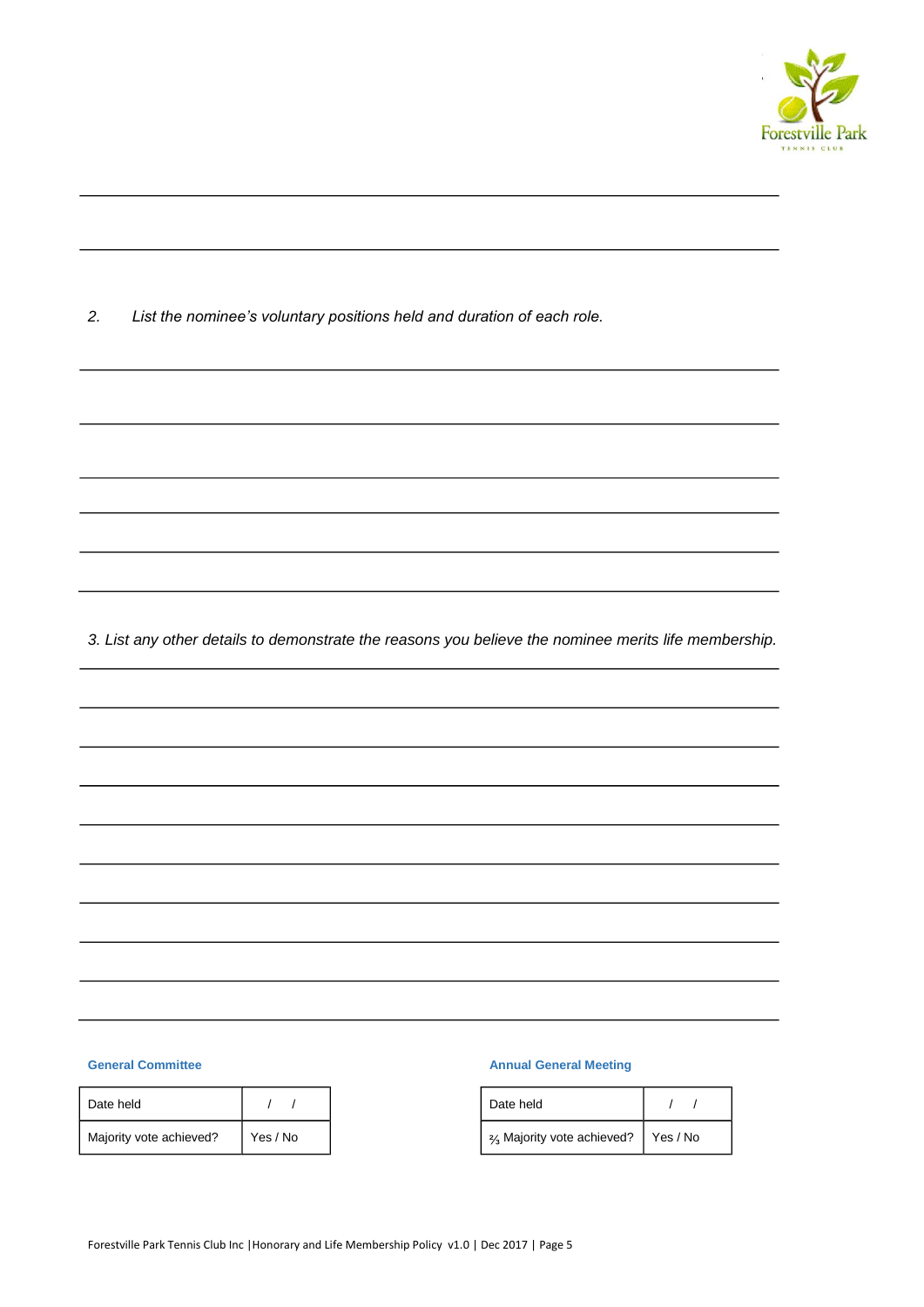2. *List the nominee's voluntary positions held and duration of each role.*

*3. List any other details to demonstrate the reasons you believe the nominee merits life membership.*

**General Committee**

| Date held | / / |
|---|---|
| Majority vote achieved? | Yes / No |

**Annual General Meeting**

| Date held | / / |
|---|---|
| ⅔ Majority vote achieved? | Yes / No |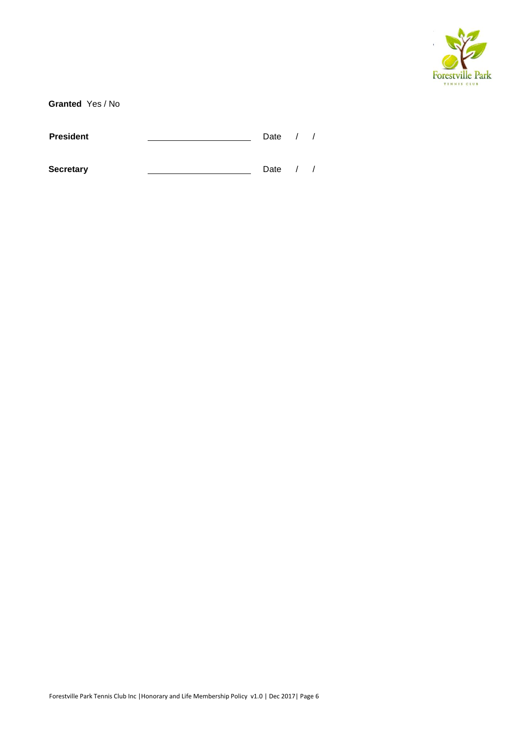**Granted** Yes / No

**President** \_\_\_\_\_\_\_\_\_\_\_\_\_\_\_\_\_\_\_\_\_\_\_\_ Date / /

**Secretary** \_\_\_\_\_\_\_\_\_\_\_\_\_\_\_\_\_\_\_\_\_\_\_\_ Date / /